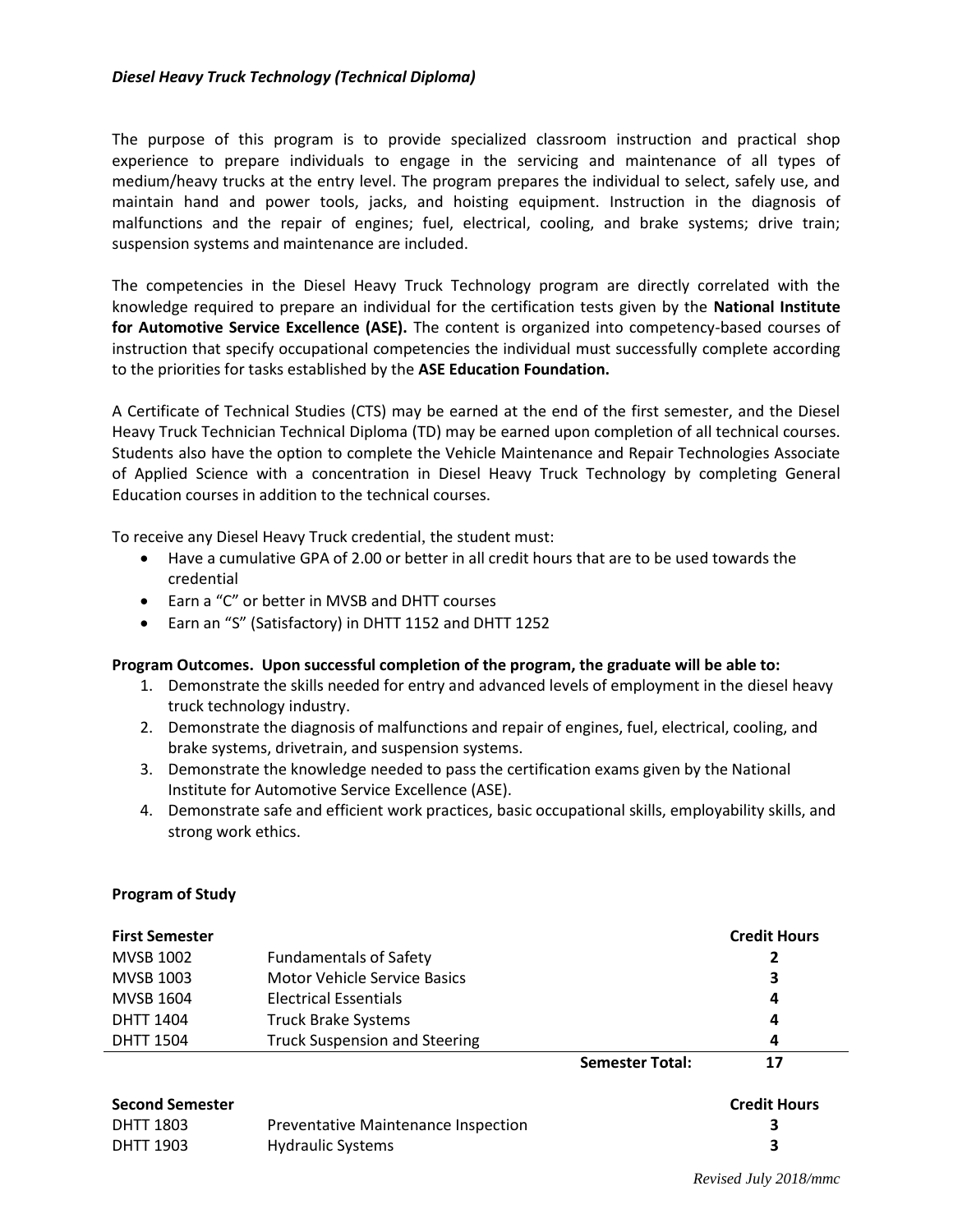***Diesel Heavy Truck Technology (Technical Diploma)***

The purpose of this program is to provide specialized classroom instruction and practical shop experience to prepare individuals to engage in the servicing and maintenance of all types of medium/heavy trucks at the entry level. The program prepares the individual to select, safely use, and maintain hand and power tools, jacks, and hoisting equipment. Instruction in the diagnosis of malfunctions and the repair of engines; fuel, electrical, cooling, and brake systems; drive train; suspension systems and maintenance are included.

The competencies in the Diesel Heavy Truck Technology program are directly correlated with the knowledge required to prepare an individual for the certification tests given by the **National Institute for Automotive Service Excellence (ASE).** The content is organized into competency-based courses of instruction that specify occupational competencies the individual must successfully complete according to the priorities for tasks established by the **ASE Education Foundation.**

A Certificate of Technical Studies (CTS) may be earned at the end of the first semester, and the Diesel Heavy Truck Technician Technical Diploma (TD) may be earned upon completion of all technical courses. Students also have the option to complete the Vehicle Maintenance and Repair Technologies Associate of Applied Science with a concentration in Diesel Heavy Truck Technology by completing General Education courses in addition to the technical courses.

To receive any Diesel Heavy Truck credential, the student must:

- Have a cumulative GPA of 2.00 or better in all credit hours that are to be used towards the credential
- Earn a "C" or better in MVSB and DHTT courses
- Earn an "S" (Satisfactory) in DHTT 1152 and DHTT 1252

**Program Outcomes. Upon successful completion of the program, the graduate will be able to:**

1. Demonstrate the skills needed for entry and advanced levels of employment in the diesel heavy truck technology industry.
2. Demonstrate the diagnosis of malfunctions and repair of engines, fuel, electrical, cooling, and brake systems, drivetrain, and suspension systems.
3. Demonstrate the knowledge needed to pass the certification exams given by the National Institute for Automotive Service Excellence (ASE).
4. Demonstrate safe and efficient work practices, basic occupational skills, employability skills, and strong work ethics.

**Program of Study**

| **First Semester** | | | **Credit Hours** |
|---|---|---|---|
| MVSB 1002 | Fundamentals of Safety | | **2** |
| MVSB 1003 | Motor Vehicle Service Basics | | **3** |
| MVSB 1604 | Electrical Essentials | | **4** |
| DHTT 1404 | Truck Brake Systems | | **4** |
| DHTT 1504 | Truck Suspension and Steering | | **4** |
| | | **Semester Total:** | **17** |

| **Second Semester** | | | **Credit Hours** |
|---|---|---|---|
| DHTT 1803 | Preventative Maintenance Inspection | | **3** |
| DHTT 1903 | Hydraulic Systems | | **3** |

*Revised July 2018/mmc*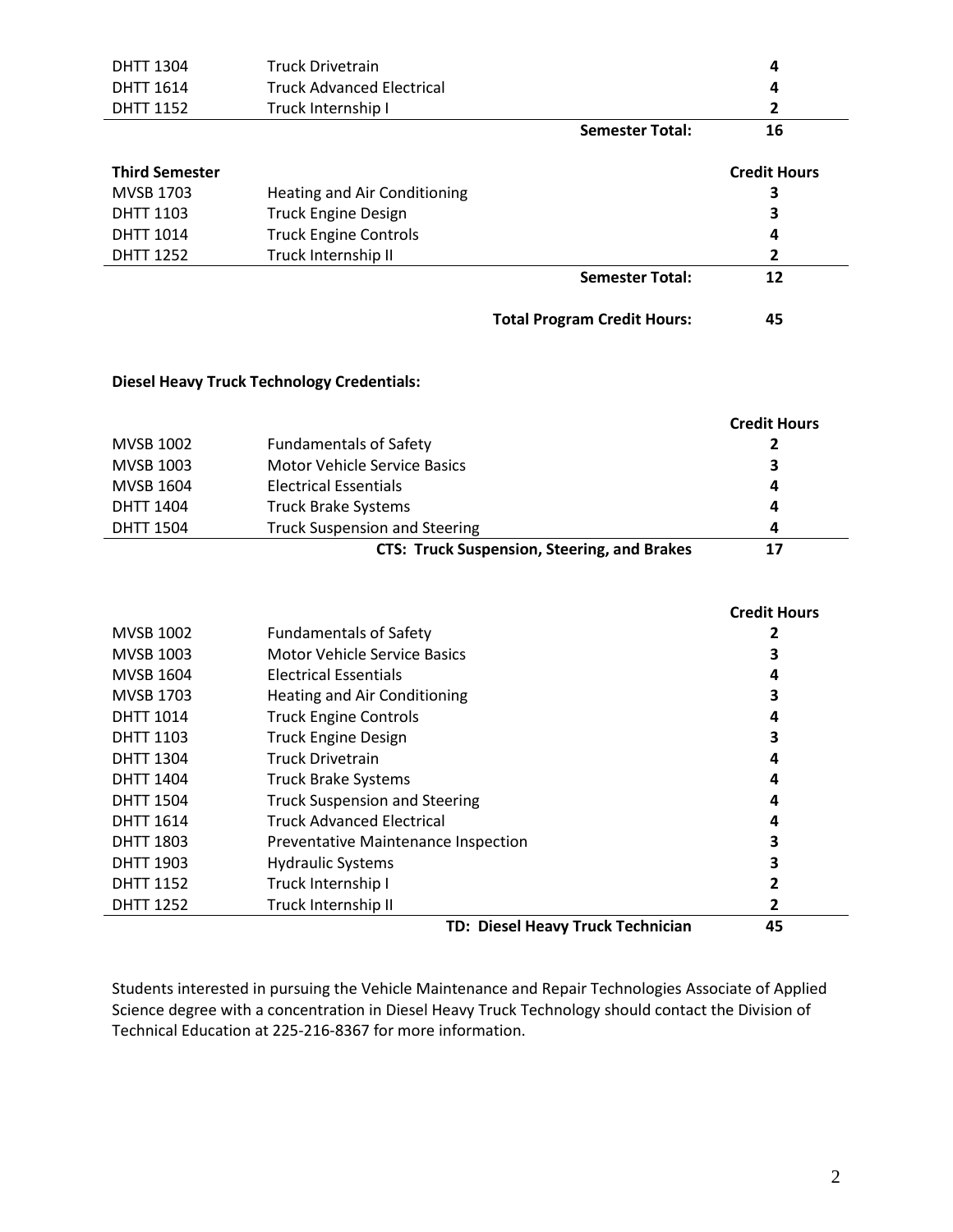| | | | |
|---|---|---|---|
| DHTT 1304 | Truck Drivetrain | | 4 |
| DHTT 1614 | Truck Advanced Electrical | | 4 |
| DHTT 1152 | Truck Internship I | | 2 |
| | | **Semester Total:** | **16** |

| **Third Semester** | | | **Credit Hours** |
|---|---|---|---|
| MVSB 1703 | Heating and Air Conditioning | | 3 |
| DHTT 1103 | Truck Engine Design | | 3 |
| DHTT 1014 | Truck Engine Controls | | 4 |
| DHTT 1252 | Truck Internship II | | 2 |
| | | **Semester Total:** | **12** |
| | | **Total Program Credit Hours:** | **45** |

**Diesel Heavy Truck Technology Credentials:**

| | | **Credit Hours** |
|---|---|---|
| MVSB 1002 | Fundamentals of Safety | 2 |
| MVSB 1003 | Motor Vehicle Service Basics | 3 |
| MVSB 1604 | Electrical Essentials | 4 |
| DHTT 1404 | Truck Brake Systems | 4 |
| DHTT 1504 | Truck Suspension and Steering | 4 |
| | **CTS: Truck Suspension, Steering, and Brakes** | **17** |

| | | **Credit Hours** |
|---|---|---|
| MVSB 1002 | Fundamentals of Safety | 2 |
| MVSB 1003 | Motor Vehicle Service Basics | 3 |
| MVSB 1604 | Electrical Essentials | 4 |
| MVSB 1703 | Heating and Air Conditioning | 3 |
| DHTT 1014 | Truck Engine Controls | 4 |
| DHTT 1103 | Truck Engine Design | 3 |
| DHTT 1304 | Truck Drivetrain | 4 |
| DHTT 1404 | Truck Brake Systems | 4 |
| DHTT 1504 | Truck Suspension and Steering | 4 |
| DHTT 1614 | Truck Advanced Electrical | 4 |
| DHTT 1803 | Preventative Maintenance Inspection | 3 |
| DHTT 1903 | Hydraulic Systems | 3 |
| DHTT 1152 | Truck Internship I | 2 |
| DHTT 1252 | Truck Internship II | 2 |
| | **TD: Diesel Heavy Truck Technician** | **45** |

Students interested in pursuing the Vehicle Maintenance and Repair Technologies Associate of Applied Science degree with a concentration in Diesel Heavy Truck Technology should contact the Division of Technical Education at 225-216-8367 for more information.